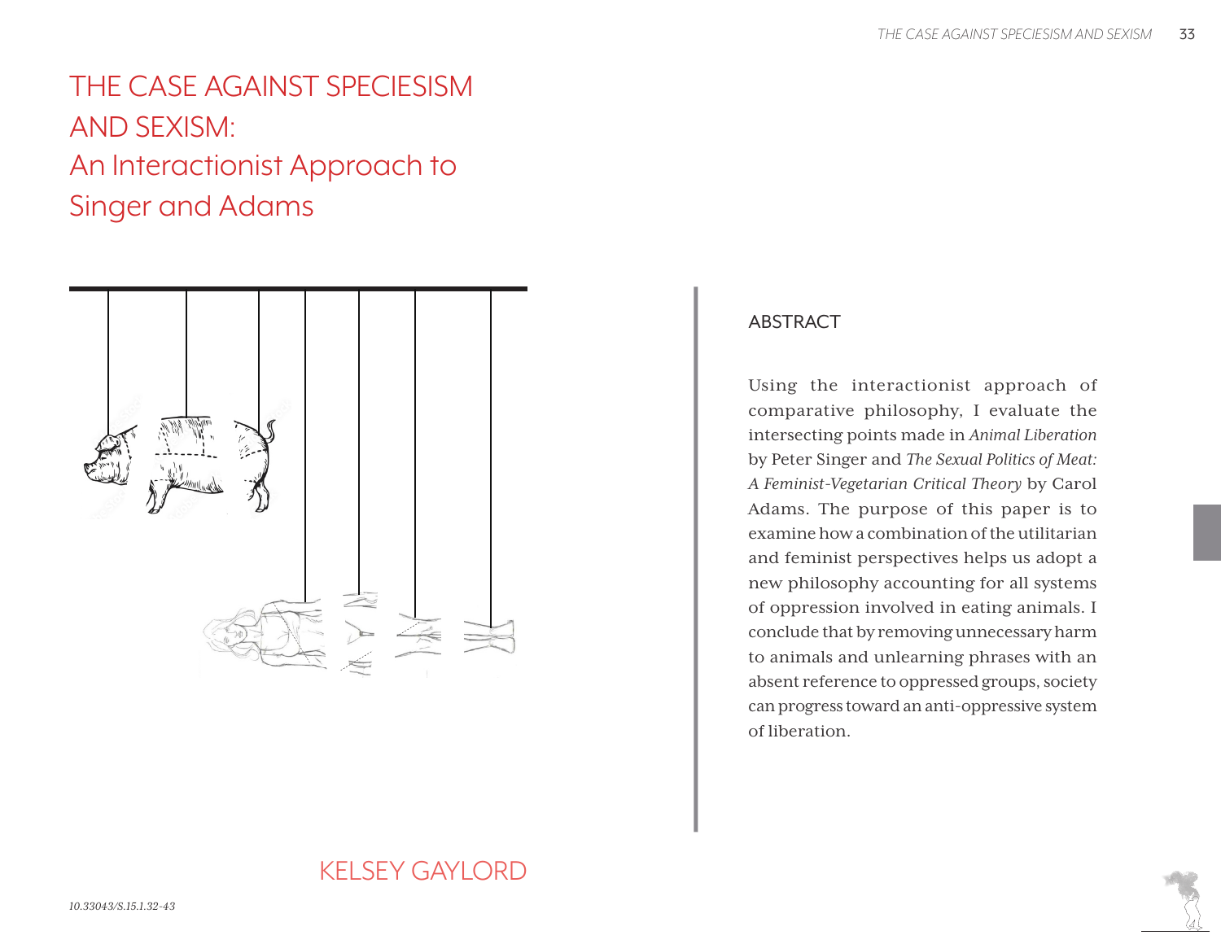# THE CASE AGAINST SPECIESISM AND SEXISM: An Interactionist Approach to Singer and Adams

KELSEY GAYLORD

## ABSTRACT

Using the interactionist approach of comparative philosophy, I evaluate the intersecting points made in *Animal Liberation* by Peter Singer and *The Sexual Politics of Meat: A Feminist-Vegetarian Critical Theory* by Carol Adams. The purpose of this paper is to examine how a combination of the utilitarian and feminist perspectives helps us adopt a new philosophy accounting for all systems of oppression involved in eating animals. I conclude that by removing unnecessary harm to animals and unlearning phrases with an absent reference to oppressed groups, society can progress toward an anti-oppressive system of liberation.

10.33043/S.15.1.32-43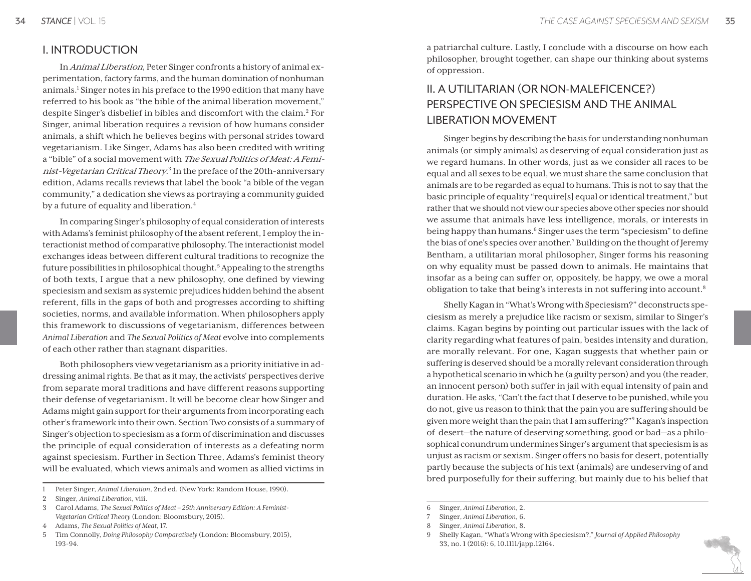## I. INTRODUCTION

In *Animal Liberation*, Peter Singer confronts a history of animal experimentation, factory farms, and the human domination of nonhuman animals.[1] Singer notes in his preface to the 1990 edition that many have referred to his book as "the bible of the animal liberation movement," despite Singer's disbelief in bibles and discomfort with the claim.[2] For Singer, animal liberation requires a revision of how humans consider animals, a shift which he believes begins with personal strides toward vegetarianism. Like Singer, Adams has also been credited with writing a "bible" of a social movement with *The Sexual Politics of Meat: A Feminist-Vegetarian Critical Theory*.[3] In the preface of the 20th-anniversary edition, Adams recalls reviews that label the book "a bible of the vegan community," a dedication she views as portraying a community guided by a future of equality and liberation.[4]

In comparing Singer's philosophy of equal consideration of interests with Adams's feminist philosophy of the absent referent, I employ the interactionist method of comparative philosophy. The interactionist model exchanges ideas between different cultural traditions to recognize the future possibilities in philosophical thought.[5] Appealing to the strengths of both texts, I argue that a new philosophy, one defined by viewing speciesism and sexism as systemic prejudices hidden behind the absent referent, fills in the gaps of both and progresses according to shifting societies, norms, and available information. When philosophers apply this framework to discussions of vegetarianism, differences between *Animal Liberation* and *The Sexual Politics of Meat* evolve into complements of each other rather than stagnant disparities.

Both philosophers view vegetarianism as a priority initiative in addressing animal rights. Be that as it may, the activists' perspectives derive from separate moral traditions and have different reasons supporting their defense of vegetarianism. It will be become clear how Singer and Adams might gain support for their arguments from incorporating each other's framework into their own. Section Two consists of a summary of Singer's objection to speciesism as a form of discrimination and discusses the principle of equal consideration of interests as a defeating norm against speciesism. Further in Section Three, Adams's feminist theory will be evaluated, which views animals and women as allied victims in a patriarchal culture. Lastly, I conclude with a discourse on how each philosopher, brought together, can shape our thinking about systems of oppression.

## II. A UTILITARIAN (OR NON-MALEFICENCE?) PERSPECTIVE ON SPECIESISM AND THE ANIMAL LIBERATION MOVEMENT

Singer begins by describing the basis for understanding nonhuman animals (or simply animals) as deserving of equal consideration just as we regard humans. In other words, just as we consider all races to be equal and all sexes to be equal, we must share the same conclusion that animals are to be regarded as equal to humans. This is not to say that the basic principle of equality "require[s] equal or identical treatment," but rather that we should not view our species above other species nor should we assume that animals have less intelligence, morals, or interests in being happy than humans.[6] Singer uses the term "speciesism" to define the bias of one's species over another.[7] Building on the thought of Jeremy Bentham, a utilitarian moral philosopher, Singer forms his reasoning on why equality must be passed down to animals. He maintains that insofar as a being can suffer or, oppositely, be happy, we owe a moral obligation to take that being's interests in not suffering into account.[8]

Shelly Kagan in "What's Wrong with Speciesism?" deconstructs speciesism as merely a prejudice like racism or sexism, similar to Singer's claims. Kagan begins by pointing out particular issues with the lack of clarity regarding what features of pain, besides intensity and duration, are morally relevant. For one, Kagan suggests that whether pain or suffering is deserved should be a morally relevant consideration through a hypothetical scenario in which he (a guilty person) and you (the reader, an innocent person) both suffer in jail with equal intensity of pain and duration. He asks, "Can't the fact that I deserve to be punished, while you do not, give us reason to think that the pain you are suffering should be given more weight than the pain that I am suffering?"[9] Kagan's inspection of desert—the nature of deserving something, good or bad—as a philosophical conundrum undermines Singer's argument that speciesism is as unjust as racism or sexism. Singer offers no basis for desert, potentially partly because the subjects of his text (animals) are undeserving of and bred purposefully for their suffering, but mainly due to his belief that

---

1 Peter Singer, *Animal Liberation*, 2nd ed. (New York: Random House, 1990).

2 Singer, *Animal Liberation*, viii.

3 Carol Adams, *The Sexual Politics of Meat – 25th Anniversary Edition: A Feminist-Vegetarian Critical Theory* (London: Bloomsbury, 2015).

4 Adams, *The Sexual Politics of Meat*, 17.

5 Tim Connolly, *Doing Philosophy Comparatively* (London: Bloomsbury, 2015), 193-94.

6 Singer, *Animal Liberation*, 2.

7 Singer, *Animal Liberation*, 6.

8 Singer, *Animal Liberation*, 8.

9 Shelly Kagan, "What's Wrong with Speciesism?," *Journal of Applied Philosophy* 33, no. 1 (2016): 6, 10.1111/japp.12164.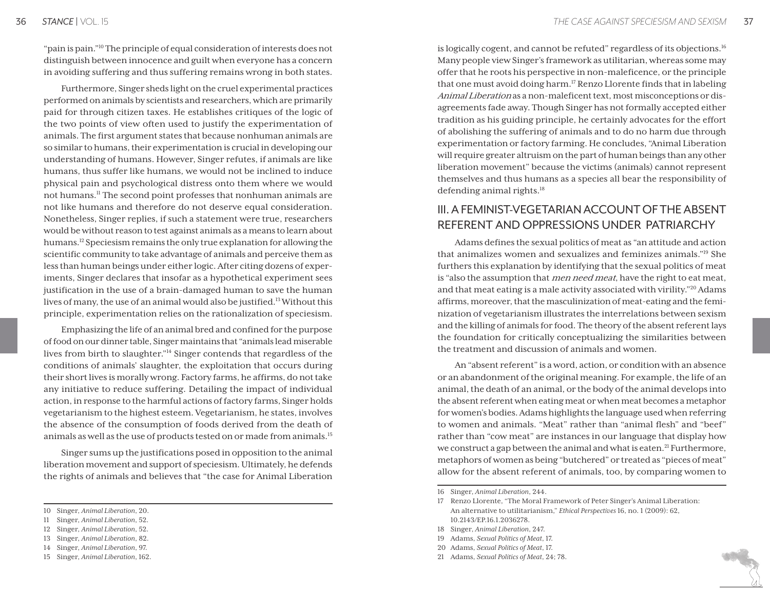"pain is pain."[10] The principle of equal consideration of interests does not distinguish between innocence and guilt when everyone has a concern in avoiding suffering and thus suffering remains wrong in both states.

Furthermore, Singer sheds light on the cruel experimental practices performed on animals by scientists and researchers, which are primarily paid for through citizen taxes. He establishes critiques of the logic of the two points of view often used to justify the experimentation of animals. The first argument states that because nonhuman animals are so similar to humans, their experimentation is crucial in developing our understanding of humans. However, Singer refutes, if animals are like humans, thus suffer like humans, we would not be inclined to induce physical pain and psychological distress onto them where we would not humans.[11] The second point professes that nonhuman animals are not like humans and therefore do not deserve equal consideration. Nonetheless, Singer replies, if such a statement were true, researchers would be without reason to test against animals as a means to learn about humans.[12] Speciesism remains the only true explanation for allowing the scientific community to take advantage of animals and perceive them as less than human beings under either logic. After citing dozens of experiments, Singer declares that insofar as a hypothetical experiment sees justification in the use of a brain-damaged human to save the human lives of many, the use of an animal would also be justified.[13] Without this principle, experimentation relies on the rationalization of speciesism.

Emphasizing the life of an animal bred and confined for the purpose of food on our dinner table, Singer maintains that "animals lead miserable lives from birth to slaughter."[14] Singer contends that regardless of the conditions of animals' slaughter, the exploitation that occurs during their short lives is morally wrong. Factory farms, he affirms, do not take any initiative to reduce suffering. Detailing the impact of individual action, in response to the harmful actions of factory farms, Singer holds vegetarianism to the highest esteem. Vegetarianism, he states, involves the absence of the consumption of foods derived from the death of animals as well as the use of products tested on or made from animals.[15]

Singer sums up the justifications posed in opposition to the animal liberation movement and support of speciesism. Ultimately, he defends the rights of animals and believes that "the case for Animal Liberation is logically cogent, and cannot be refuted" regardless of its objections.[16] Many people view Singer's framework as utilitarian, whereas some may offer that he roots his perspective in non-maleficence, or the principle that one must avoid doing harm.[17] Renzo Llorente finds that in labeling *Animal Liberation* as a non-maleficent text, most misconceptions or disagreements fade away. Though Singer has not formally accepted either tradition as his guiding principle, he certainly advocates for the effort of abolishing the suffering of animals and to do no harm due through experimentation or factory farming. He concludes, "Animal Liberation will require greater altruism on the part of human beings than any other liberation movement" because the victims (animals) cannot represent themselves and thus humans as a species all bear the responsibility of defending animal rights.[18]

## III. A FEMINIST-VEGETARIAN ACCOUNT OF THE ABSENT REFERENT AND OPPRESSIONS UNDER PATRIARCHY

Adams defines the sexual politics of meat as "an attitude and action that animalizes women and sexualizes and feminizes animals."[19] She furthers this explanation by identifying that the sexual politics of meat is "also the assumption that *men need meat*, have the right to eat meat, and that meat eating is a male activity associated with virility."[20] Adams affirms, moreover, that the masculinization of meat-eating and the feminization of vegetarianism illustrates the interrelations between sexism and the killing of animals for food. The theory of the absent referent lays the foundation for critically conceptualizing the similarities between the treatment and discussion of animals and women.

An "absent referent" is a word, action, or condition with an absence or an abandonment of the original meaning. For example, the life of an animal, the death of an animal, or the body of the animal develops into the absent referent when eating meat or when meat becomes a metaphor for women's bodies. Adams highlights the language used when referring to women and animals. "Meat" rather than "animal flesh" and "beef" rather than "cow meat" are instances in our language that display how we construct a gap between the animal and what is eaten.[21] Furthermore, metaphors of women as being "butchered" or treated as "pieces of meat" allow for the absent referent of animals, too, by comparing women to

---

10 Singer, *Animal Liberation*, 20.
11 Singer, *Animal Liberation*, 52.
12 Singer, *Animal Liberation*, 52.
13 Singer, *Animal Liberation*, 82.
14 Singer, *Animal Liberation*, 97.
15 Singer, *Animal Liberation*, 162.
16 Singer, *Animal Liberation*, 244.
17 Renzo Llorente, "The Moral Framework of Peter Singer's Animal Liberation: An alternative to utilitarianism," *Ethical Perspectives* 16, no. 1 (2009): 62, 10.2143/EP.16.1.2036278.
18 Singer, *Animal Liberation*, 247.
19 Adams, *Sexual Politics of Meat*, 17.
20 Adams, *Sexual Politics of Meat*, 17.
21 Adams, *Sexual Politics of Meat*, 24; 78.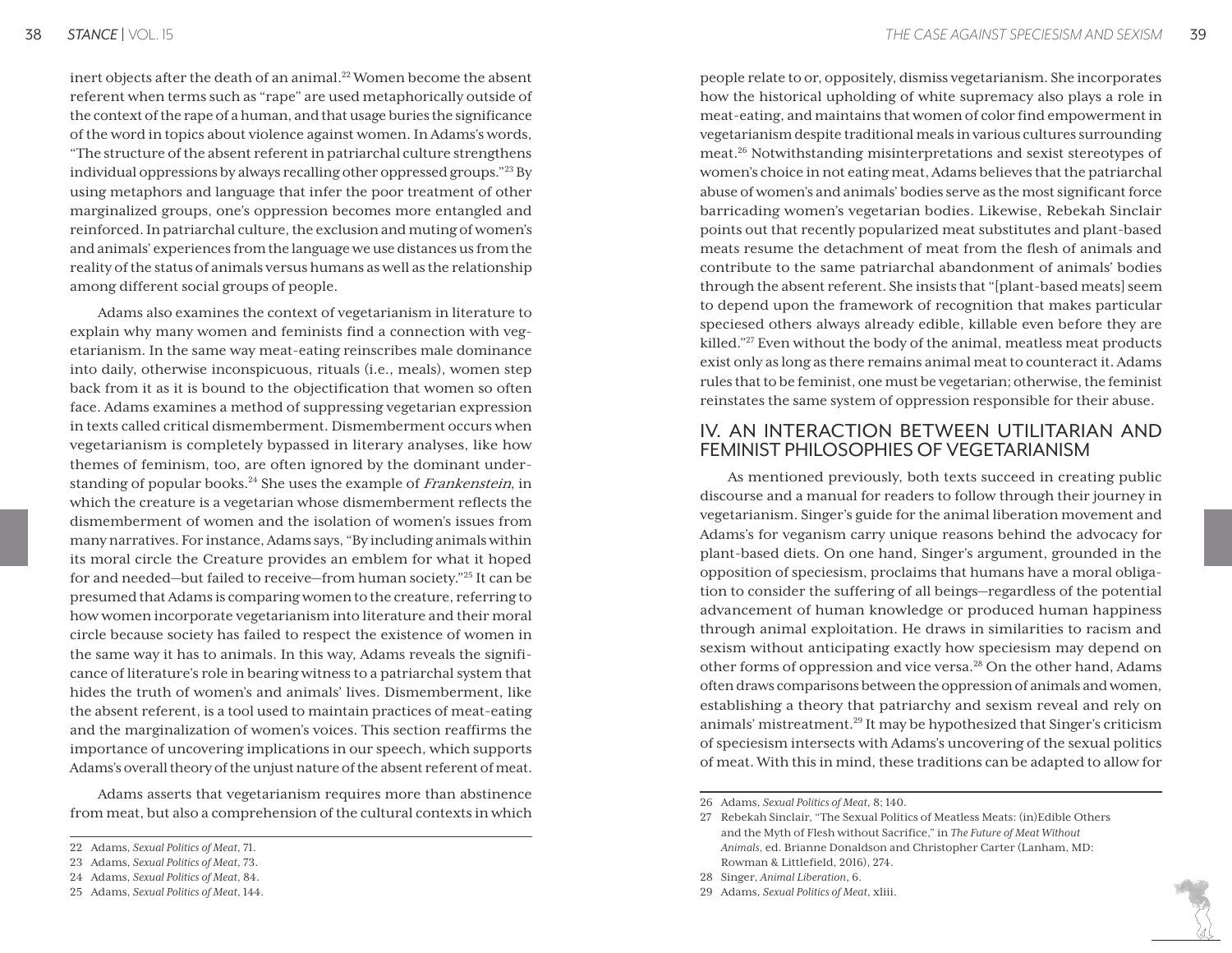inert objects after the death of an animal.[22] Women become the absent referent when terms such as "rape" are used metaphorically outside of the context of the rape of a human, and that usage buries the significance of the word in topics about violence against women. In Adams's words, "The structure of the absent referent in patriarchal culture strengthens individual oppressions by always recalling other oppressed groups."[23] By using metaphors and language that infer the poor treatment of other marginalized groups, one's oppression becomes more entangled and reinforced. In patriarchal culture, the exclusion and muting of women's and animals' experiences from the language we use distances us from the reality of the status of animals versus humans as well as the relationship among different social groups of people.

Adams also examines the context of vegetarianism in literature to explain why many women and feminists find a connection with vegetarianism. In the same way meat-eating reinscribes male dominance into daily, otherwise inconspicuous, rituals (i.e., meals), women step back from it as it is bound to the objectification that women so often face. Adams examines a method of suppressing vegetarian expression in texts called critical dismemberment. Dismemberment occurs when vegetarianism is completely bypassed in literary analyses, like how themes of feminism, too, are often ignored by the dominant understanding of popular books.[24] She uses the example of *Frankenstein*, in which the creature is a vegetarian whose dismemberment reflects the dismemberment of women and the isolation of women's issues from many narratives. For instance, Adams says, "By including animals within its moral circle the Creature provides an emblem for what it hoped for and needed—but failed to receive—from human society."[25] It can be presumed that Adams is comparing women to the creature, referring to how women incorporate vegetarianism into literature and their moral circle because society has failed to respect the existence of women in the same way it has to animals. In this way, Adams reveals the significance of literature's role in bearing witness to a patriarchal system that hides the truth of women's and animals' lives. Dismemberment, like the absent referent, is a tool used to maintain practices of meat-eating and the marginalization of women's voices. This section reaffirms the importance of uncovering implications in our speech, which supports Adams's overall theory of the unjust nature of the absent referent of meat.

Adams asserts that vegetarianism requires more than abstinence from meat, but also a comprehension of the cultural contexts in which people relate to or, oppositely, dismiss vegetarianism. She incorporates how the historical upholding of white supremacy also plays a role in meat-eating, and maintains that women of color find empowerment in vegetarianism despite traditional meals in various cultures surrounding meat.[26] Notwithstanding misinterpretations and sexist stereotypes of women's choice in not eating meat, Adams believes that the patriarchal abuse of women's and animals' bodies serve as the most significant force barricading women's vegetarian bodies. Likewise, Rebekah Sinclair points out that recently popularized meat substitutes and plant-based meats resume the detachment of meat from the flesh of animals and contribute to the same patriarchal abandonment of animals' bodies through the absent referent. She insists that "[plant-based meats] seem to depend upon the framework of recognition that makes particular speciesed others always already edible, killable even before they are killed."[27] Even without the body of the animal, meatless meat products exist only as long as there remains animal meat to counteract it. Adams rules that to be feminist, one must be vegetarian; otherwise, the feminist reinstates the same system of oppression responsible for their abuse.

## IV. AN INTERACTION BETWEEN UTILITARIAN AND FEMINIST PHILOSOPHIES OF VEGETARIANISM

As mentioned previously, both texts succeed in creating public discourse and a manual for readers to follow through their journey in vegetarianism. Singer's guide for the animal liberation movement and Adams's for veganism carry unique reasons behind the advocacy for plant-based diets. On one hand, Singer's argument, grounded in the opposition of speciesism, proclaims that humans have a moral obligation to consider the suffering of all beings—regardless of the potential advancement of human knowledge or produced human happiness through animal exploitation. He draws in similarities to racism and sexism without anticipating exactly how speciesism may depend on other forms of oppression and vice versa.[28] On the other hand, Adams often draws comparisons between the oppression of animals and women, establishing a theory that patriarchy and sexism reveal and rely on animals' mistreatment.[29] It may be hypothesized that Singer's criticism of speciesism intersects with Adams's uncovering of the sexual politics of meat. With this in mind, these traditions can be adapted to allow for

22 Adams, *Sexual Politics of Meat*, 71.

23 Adams, *Sexual Politics of Meat*, 73.

24 Adams, *Sexual Politics of Meat*, 84.

25 Adams, *Sexual Politics of Meat*, 144.

26 Adams, *Sexual Politics of Meat*, 8; 140.

27 Rebekah Sinclair, "The Sexual Politics of Meatless Meats: (in)Edible Others and the Myth of Flesh without Sacrifice," in *The Future of Meat Without Animals*, ed. Brianne Donaldson and Christopher Carter (Lanham, MD: Rowman & Littlefield, 2016), 274.

28 Singer, *Animal Liberation*, 6.

29 Adams, *Sexual Politics of Meat*, xliii.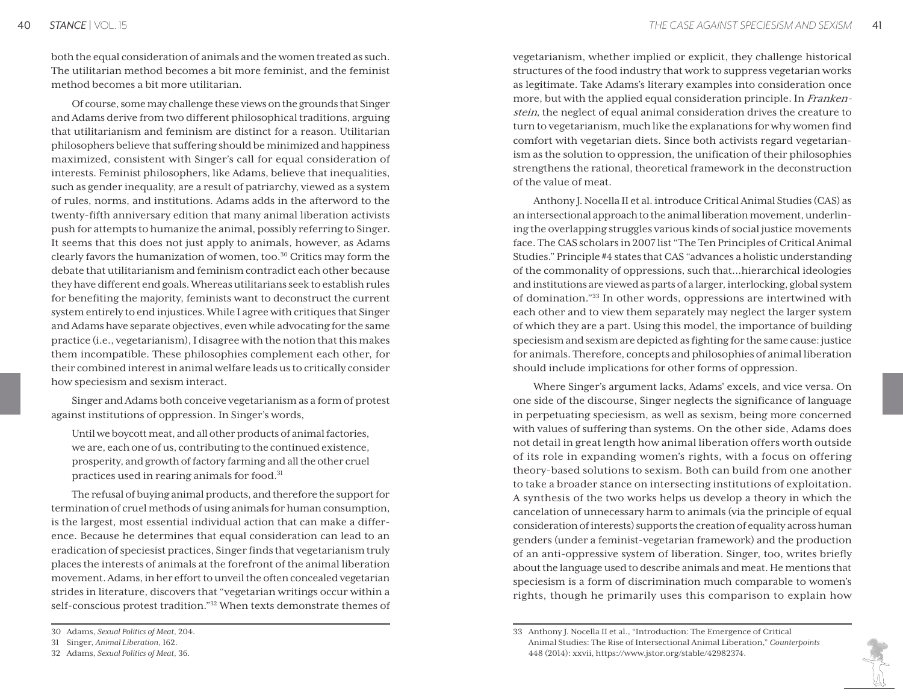both the equal consideration of animals and the women treated as such. The utilitarian method becomes a bit more feminist, and the feminist method becomes a bit more utilitarian.

Of course, some may challenge these views on the grounds that Singer and Adams derive from two different philosophical traditions, arguing that utilitarianism and feminism are distinct for a reason. Utilitarian philosophers believe that suffering should be minimized and happiness maximized, consistent with Singer's call for equal consideration of interests. Feminist philosophers, like Adams, believe that inequalities, such as gender inequality, are a result of patriarchy, viewed as a system of rules, norms, and institutions. Adams adds in the afterword to the twenty-fifth anniversary edition that many animal liberation activists push for attempts to humanize the animal, possibly referring to Singer. It seems that this does not just apply to animals, however, as Adams clearly favors the humanization of women, too.[30] Critics may form the debate that utilitarianism and feminism contradict each other because they have different end goals. Whereas utilitarians seek to establish rules for benefiting the majority, feminists want to deconstruct the current system entirely to end injustices. While I agree with critiques that Singer and Adams have separate objectives, even while advocating for the same practice (i.e., vegetarianism), I disagree with the notion that this makes them incompatible. These philosophies complement each other, for their combined interest in animal welfare leads us to critically consider how speciesism and sexism interact.

Singer and Adams both conceive vegetarianism as a form of protest against institutions of oppression. In Singer's words,

> Until we boycott meat, and all other products of animal factories, we are, each one of us, contributing to the continued existence, prosperity, and growth of factory farming and all the other cruel practices used in rearing animals for food.[31]

The refusal of buying animal products, and therefore the support for termination of cruel methods of using animals for human consumption, is the largest, most essential individual action that can make a difference. Because he determines that equal consideration can lead to an eradication of speciesist practices, Singer finds that vegetarianism truly places the interests of animals at the forefront of the animal liberation movement. Adams, in her effort to unveil the often concealed vegetarian strides in literature, discovers that "vegetarian writings occur within a self-conscious protest tradition."[32] When texts demonstrate themes of vegetarianism, whether implied or explicit, they challenge historical structures of the food industry that work to suppress vegetarian works as legitimate. Take Adams's literary examples into consideration once more, but with the applied equal consideration principle. In *Frankenstein*, the neglect of equal animal consideration drives the creature to turn to vegetarianism, much like the explanations for why women find comfort with vegetarian diets. Since both activists regard vegetarianism as the solution to oppression, the unification of their philosophies strengthens the rational, theoretical framework in the deconstruction of the value of meat.

Anthony J. Nocella II et al. introduce Critical Animal Studies (CAS) as an intersectional approach to the animal liberation movement, underlining the overlapping struggles various kinds of social justice movements face. The CAS scholars in 2007 list "The Ten Principles of Critical Animal Studies." Principle #4 states that CAS "advances a holistic understanding of the commonality of oppressions, such that...hierarchical ideologies and institutions are viewed as parts of a larger, interlocking, global system of domination."[33] In other words, oppressions are intertwined with each other and to view them separately may neglect the larger system of which they are a part. Using this model, the importance of building speciesism and sexism are depicted as fighting for the same cause: justice for animals. Therefore, concepts and philosophies of animal liberation should include implications for other forms of oppression.

Where Singer's argument lacks, Adams' excels, and vice versa. On one side of the discourse, Singer neglects the significance of language in perpetuating speciesism, as well as sexism, being more concerned with values of suffering than systems. On the other side, Adams does not detail in great length how animal liberation offers worth outside of its role in expanding women's rights, with a focus on offering theory-based solutions to sexism. Both can build from one another to take a broader stance on intersecting institutions of exploitation. A synthesis of the two works helps us develop a theory in which the cancelation of unnecessary harm to animals (via the principle of equal consideration of interests) supports the creation of equality across human genders (under a feminist-vegetarian framework) and the production of an anti-oppressive system of liberation. Singer, too, writes briefly about the language used to describe animals and meat. He mentions that speciesism is a form of discrimination much comparable to women's rights, though he primarily uses this comparison to explain how

---

30 Adams, *Sexual Politics of Meat*, 204.

31 Singer, *Animal Liberation*, 162.

32 Adams, *Sexual Politics of Meat*, 36.

33 Anthony J. Nocella II et al., "Introduction: The Emergence of Critical Animal Studies: The Rise of Intersectional Animal Liberation," *Counterpoints* 448 (2014): xxvii, https://www.jstor.org/stable/42982374.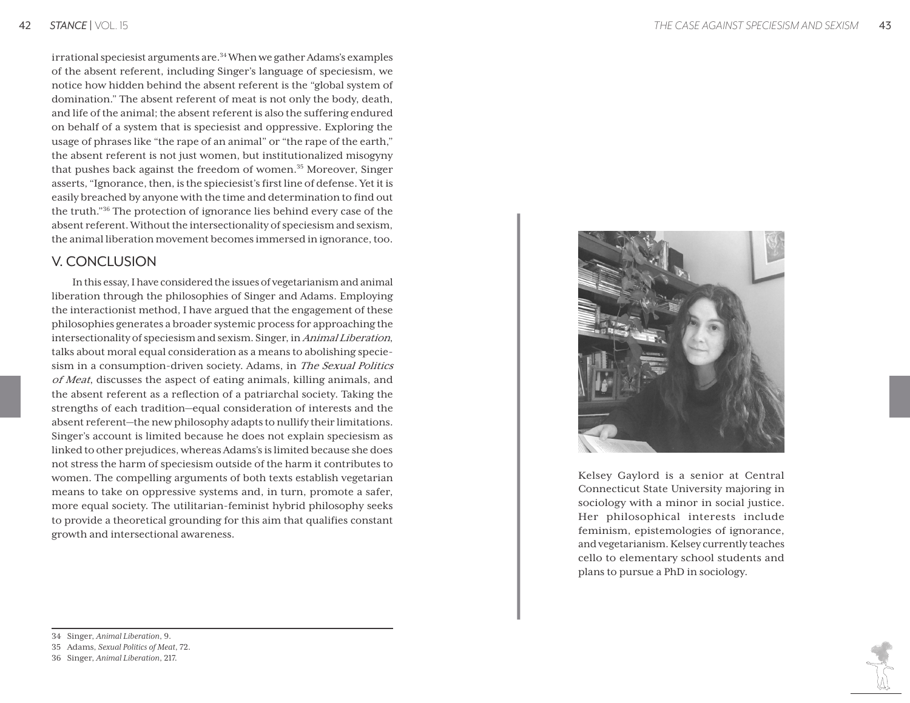irrational speciesist arguments are.[34] When we gather Adams's examples of the absent referent, including Singer's language of speciesism, we notice how hidden behind the absent referent is the "global system of domination." The absent referent of meat is not only the body, death, and life of the animal; the absent referent is also the suffering endured on behalf of a system that is speciesist and oppressive. Exploring the usage of phrases like "the rape of an animal" or "the rape of the earth," the absent referent is not just women, but institutionalized misogyny that pushes back against the freedom of women.[35] Moreover, Singer asserts, "Ignorance, then, is the spieciesist's first line of defense. Yet it is easily breached by anyone with the time and determination to find out the truth."[36] The protection of ignorance lies behind every case of the absent referent. Without the intersectionality of speciesism and sexism, the animal liberation movement becomes immersed in ignorance, too.

## V. CONCLUSION

In this essay, I have considered the issues of vegetarianism and animal liberation through the philosophies of Singer and Adams. Employing the interactionist method, I have argued that the engagement of these philosophies generates a broader systemic process for approaching the intersectionality of speciesism and sexism. Singer, in *Animal Liberation*, talks about moral equal consideration as a means to abolishing speciesism in a consumption-driven society. Adams, in *The Sexual Politics of Meat*, discusses the aspect of eating animals, killing animals, and the absent referent as a reflection of a patriarchal society. Taking the strengths of each tradition—equal consideration of interests and the absent referent—the new philosophy adapts to nullify their limitations. Singer's account is limited because he does not explain speciesism as linked to other prejudices, whereas Adams's is limited because she does not stress the harm of speciesism outside of the harm it contributes to women. The compelling arguments of both texts establish vegetarian means to take on oppressive systems and, in turn, promote a safer, more equal society. The utilitarian-feminist hybrid philosophy seeks to provide a theoretical grounding for this aim that qualifies constant growth and intersectional awareness.

---

34 Singer, *Animal Liberation*, 9.

35 Adams, *Sexual Politics of Meat*, 72.

36 Singer, *Animal Liberation*, 217.

Kelsey Gaylord is a senior at Central Connecticut State University majoring in sociology with a minor in social justice. Her philosophical interests include feminism, epistemologies of ignorance, and vegetarianism. Kelsey currently teaches cello to elementary school students and plans to pursue a PhD in sociology.